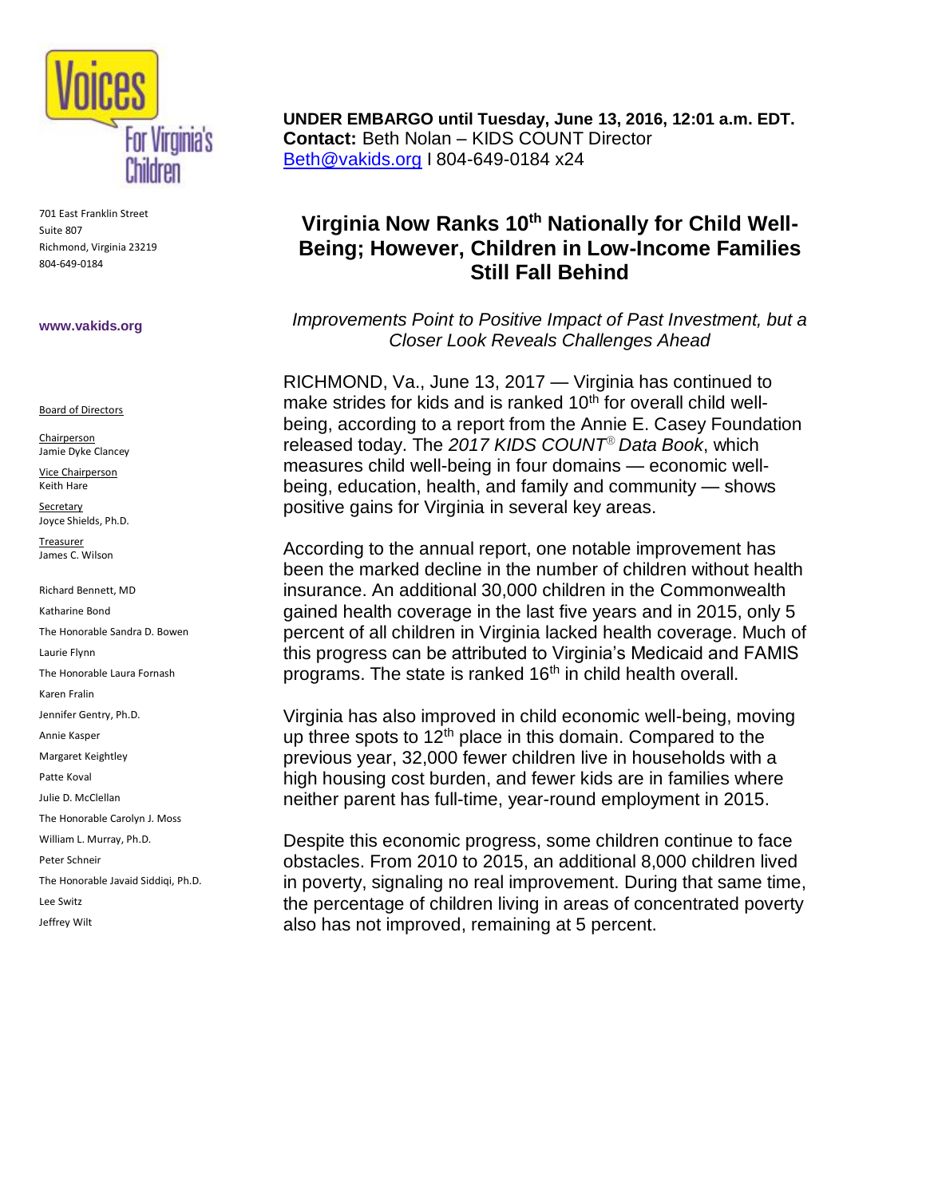Voices For Virginia's Children

701 East Franklin Street
Suite 807
Richmond, Virginia 23219
804-649-0184

**www.vakids.org**

Board of Directors

Chairperson
Jamie Dyke Clancey

Vice Chairperson
Keith Hare

Secretary
Joyce Shields, Ph.D.

Treasurer
James C. Wilson

Richard Bennett, MD
Katharine Bond
The Honorable Sandra D. Bowen
Laurie Flynn
The Honorable Laura Fornash
Karen Fralin
Jennifer Gentry, Ph.D.
Annie Kasper
Margaret Keightley
Patte Koval
Julie D. McClellan
The Honorable Carolyn J. Moss
William L. Murray, Ph.D.
Peter Schneir
The Honorable Javaid Siddiqi, Ph.D.
Lee Switz
Jeffrey Wilt

**UNDER EMBARGO until Tuesday, June 13, 2016, 12:01 a.m. EDT.**
**Contact:** Beth Nolan – KIDS COUNT Director
Beth@vakids.org I 804-649-0184 x24

# Virginia Now Ranks 10th Nationally for Child Well-Being; However, Children in Low-Income Families Still Fall Behind

*Improvements Point to Positive Impact of Past Investment, but a Closer Look Reveals Challenges Ahead*

RICHMOND, Va., June 13, 2017 — Virginia has continued to make strides for kids and is ranked 10th for overall child well-being, according to a report from the Annie E. Casey Foundation released today. The *2017 KIDS COUNT® Data Book*, which measures child well-being in four domains — economic well-being, education, health, and family and community — shows positive gains for Virginia in several key areas.

According to the annual report, one notable improvement has been the marked decline in the number of children without health insurance. An additional 30,000 children in the Commonwealth gained health coverage in the last five years and in 2015, only 5 percent of all children in Virginia lacked health coverage. Much of this progress can be attributed to Virginia's Medicaid and FAMIS programs. The state is ranked 16th in child health overall.

Virginia has also improved in child economic well-being, moving up three spots to 12th place in this domain. Compared to the previous year, 32,000 fewer children live in households with a high housing cost burden, and fewer kids are in families where neither parent has full-time, year-round employment in 2015.

Despite this economic progress, some children continue to face obstacles. From 2010 to 2015, an additional 8,000 children lived in poverty, signaling no real improvement. During that same time, the percentage of children living in areas of concentrated poverty also has not improved, remaining at 5 percent.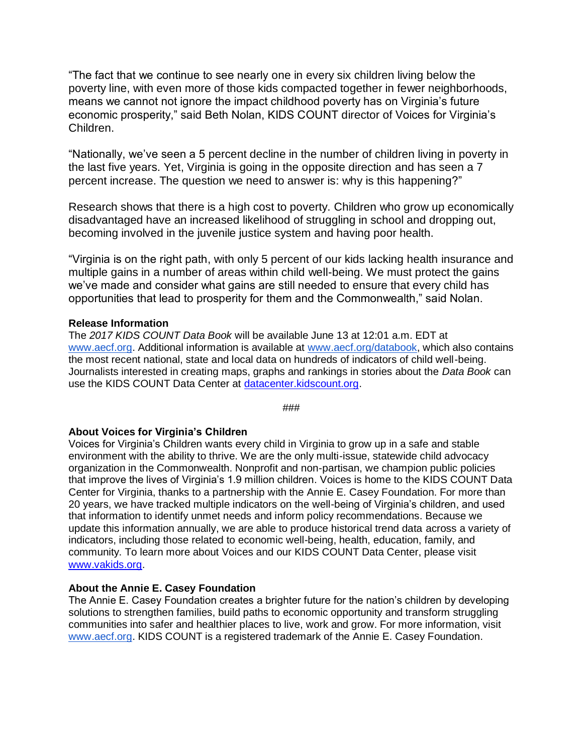"The fact that we continue to see nearly one in every six children living below the poverty line, with even more of those kids compacted together in fewer neighborhoods, means we cannot not ignore the impact childhood poverty has on Virginia's future economic prosperity," said Beth Nolan, KIDS COUNT director of Voices for Virginia's Children.

"Nationally, we've seen a 5 percent decline in the number of children living in poverty in the last five years. Yet, Virginia is going in the opposite direction and has seen a 7 percent increase. The question we need to answer is: why is this happening?"

Research shows that there is a high cost to poverty. Children who grow up economically disadvantaged have an increased likelihood of struggling in school and dropping out, becoming involved in the juvenile justice system and having poor health.

"Virginia is on the right path, with only 5 percent of our kids lacking health insurance and multiple gains in a number of areas within child well-being. We must protect the gains we've made and consider what gains are still needed to ensure that every child has opportunities that lead to prosperity for them and the Commonwealth," said Nolan.

**Release Information**
The *2017 KIDS COUNT Data Book* will be available June 13 at 12:01 a.m. EDT at www.aecf.org. Additional information is available at www.aecf.org/databook, which also contains the most recent national, state and local data on hundreds of indicators of child well-being. Journalists interested in creating maps, graphs and rankings in stories about the *Data Book* can use the KIDS COUNT Data Center at datacenter.kidscount.org.

###

**About Voices for Virginia's Children**
Voices for Virginia's Children wants every child in Virginia to grow up in a safe and stable environment with the ability to thrive. We are the only multi-issue, statewide child advocacy organization in the Commonwealth. Nonprofit and non-partisan, we champion public policies that improve the lives of Virginia's 1.9 million children. Voices is home to the KIDS COUNT Data Center for Virginia, thanks to a partnership with the Annie E. Casey Foundation. For more than 20 years, we have tracked multiple indicators on the well-being of Virginia's children, and used that information to identify unmet needs and inform policy recommendations. Because we update this information annually, we are able to produce historical trend data across a variety of indicators, including those related to economic well-being, health, education, family, and community. To learn more about Voices and our KIDS COUNT Data Center, please visit www.vakids.org.

**About the Annie E. Casey Foundation**
The Annie E. Casey Foundation creates a brighter future for the nation's children by developing solutions to strengthen families, build paths to economic opportunity and transform struggling communities into safer and healthier places to live, work and grow. For more information, visit www.aecf.org. KIDS COUNT is a registered trademark of the Annie E. Casey Foundation.